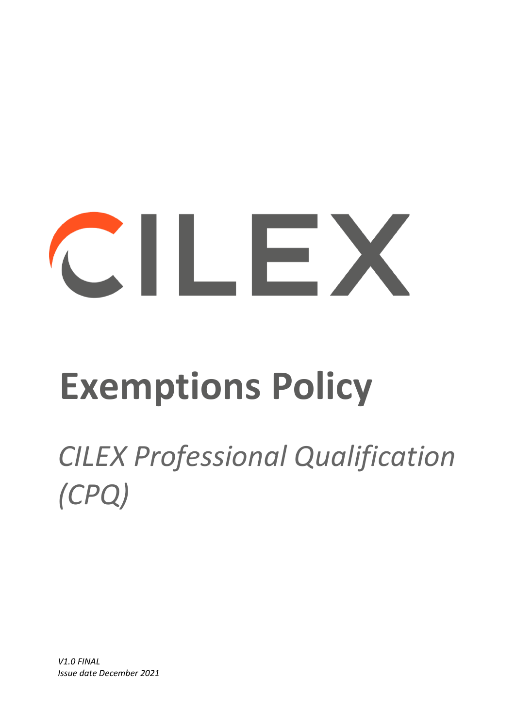CILEX

# Exemptions Policy

## *CILEX Professional Qualification (CPQ)*

*V1.0 FINAL*
*Issue date December 2021*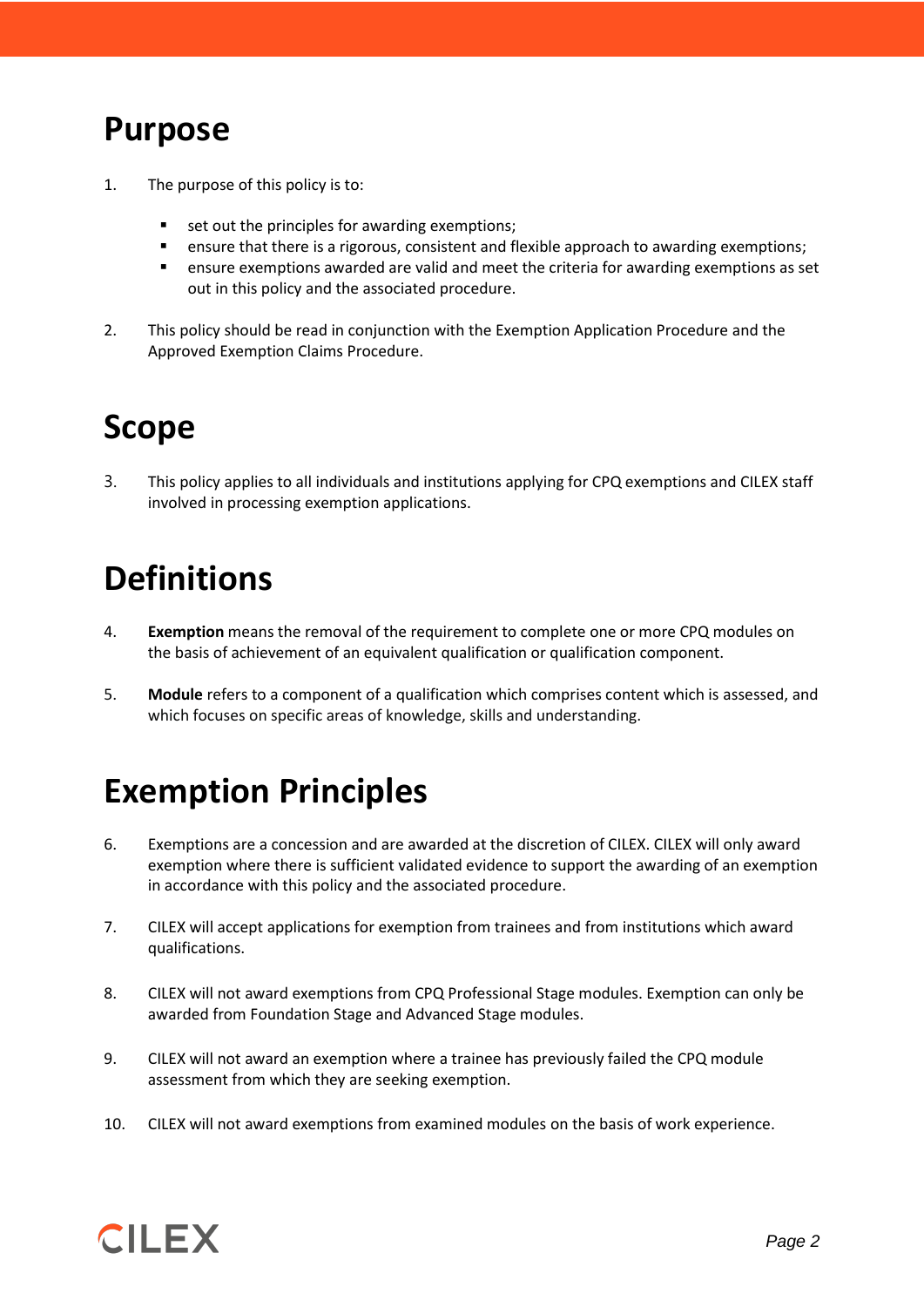# Purpose

1. The purpose of this policy is to:

   - set out the principles for awarding exemptions;
   - ensure that there is a rigorous, consistent and flexible approach to awarding exemptions;
   - ensure exemptions awarded are valid and meet the criteria for awarding exemptions as set out in this policy and the associated procedure.

2. This policy should be read in conjunction with the Exemption Application Procedure and the Approved Exemption Claims Procedure.

# Scope

3. This policy applies to all individuals and institutions applying for CPQ exemptions and CILEX staff involved in processing exemption applications.

# Definitions

4. **Exemption** means the removal of the requirement to complete one or more CPQ modules on the basis of achievement of an equivalent qualification or qualification component.

5. **Module** refers to a component of a qualification which comprises content which is assessed, and which focuses on specific areas of knowledge, skills and understanding.

# Exemption Principles

6. Exemptions are a concession and are awarded at the discretion of CILEX. CILEX will only award exemption where there is sufficient validated evidence to support the awarding of an exemption in accordance with this policy and the associated procedure.

7. CILEX will accept applications for exemption from trainees and from institutions which award qualifications.

8. CILEX will not award exemptions from CPQ Professional Stage modules. Exemption can only be awarded from Foundation Stage and Advanced Stage modules.

9. CILEX will not award an exemption where a trainee has previously failed the CPQ module assessment from which they are seeking exemption.

10. CILEX will not award exemptions from examined modules on the basis of work experience.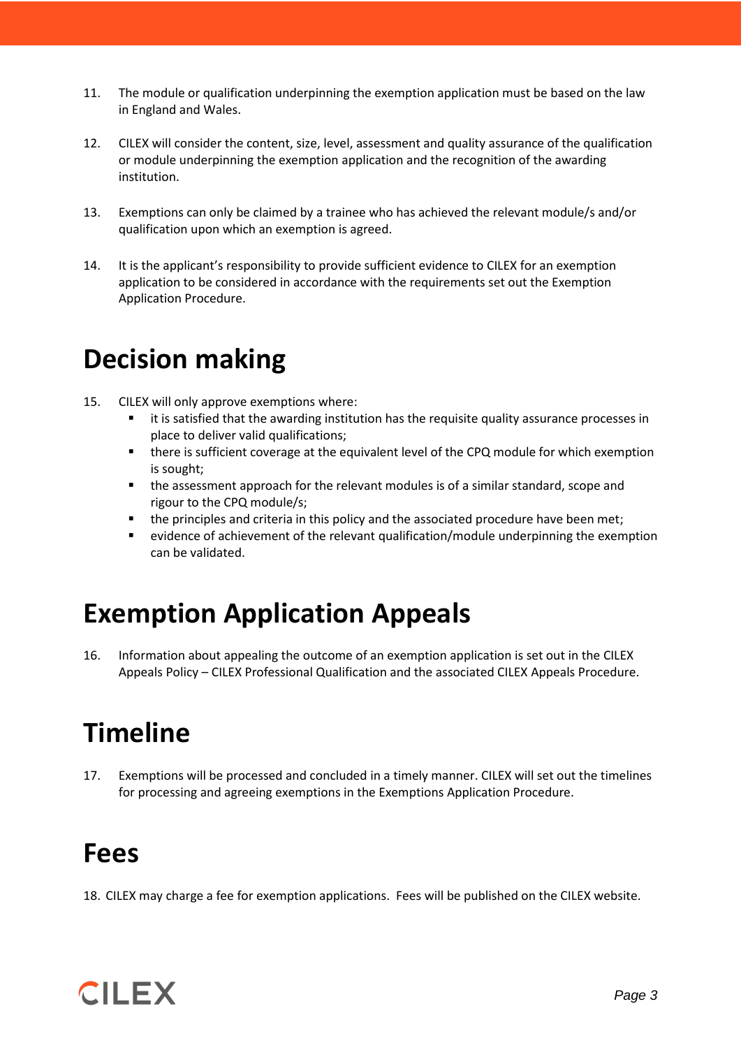11. The module or qualification underpinning the exemption application must be based on the law in England and Wales.

12. CILEX will consider the content, size, level, assessment and quality assurance of the qualification or module underpinning the exemption application and the recognition of the awarding institution.

13. Exemptions can only be claimed by a trainee who has achieved the relevant module/s and/or qualification upon which an exemption is agreed.

14. It is the applicant's responsibility to provide sufficient evidence to CILEX for an exemption application to be considered in accordance with the requirements set out the Exemption Application Procedure.

# Decision making

15. CILEX will only approve exemptions where:
    - it is satisfied that the awarding institution has the requisite quality assurance processes in place to deliver valid qualifications;
    - there is sufficient coverage at the equivalent level of the CPQ module for which exemption is sought;
    - the assessment approach for the relevant modules is of a similar standard, scope and rigour to the CPQ module/s;
    - the principles and criteria in this policy and the associated procedure have been met;
    - evidence of achievement of the relevant qualification/module underpinning the exemption can be validated.

# Exemption Application Appeals

16. Information about appealing the outcome of an exemption application is set out in the CILEX Appeals Policy – CILEX Professional Qualification and the associated CILEX Appeals Procedure.

# Timeline

17. Exemptions will be processed and concluded in a timely manner. CILEX will set out the timelines for processing and agreeing exemptions in the Exemptions Application Procedure.

# Fees

18. CILEX may charge a fee for exemption applications. Fees will be published on the CILEX website.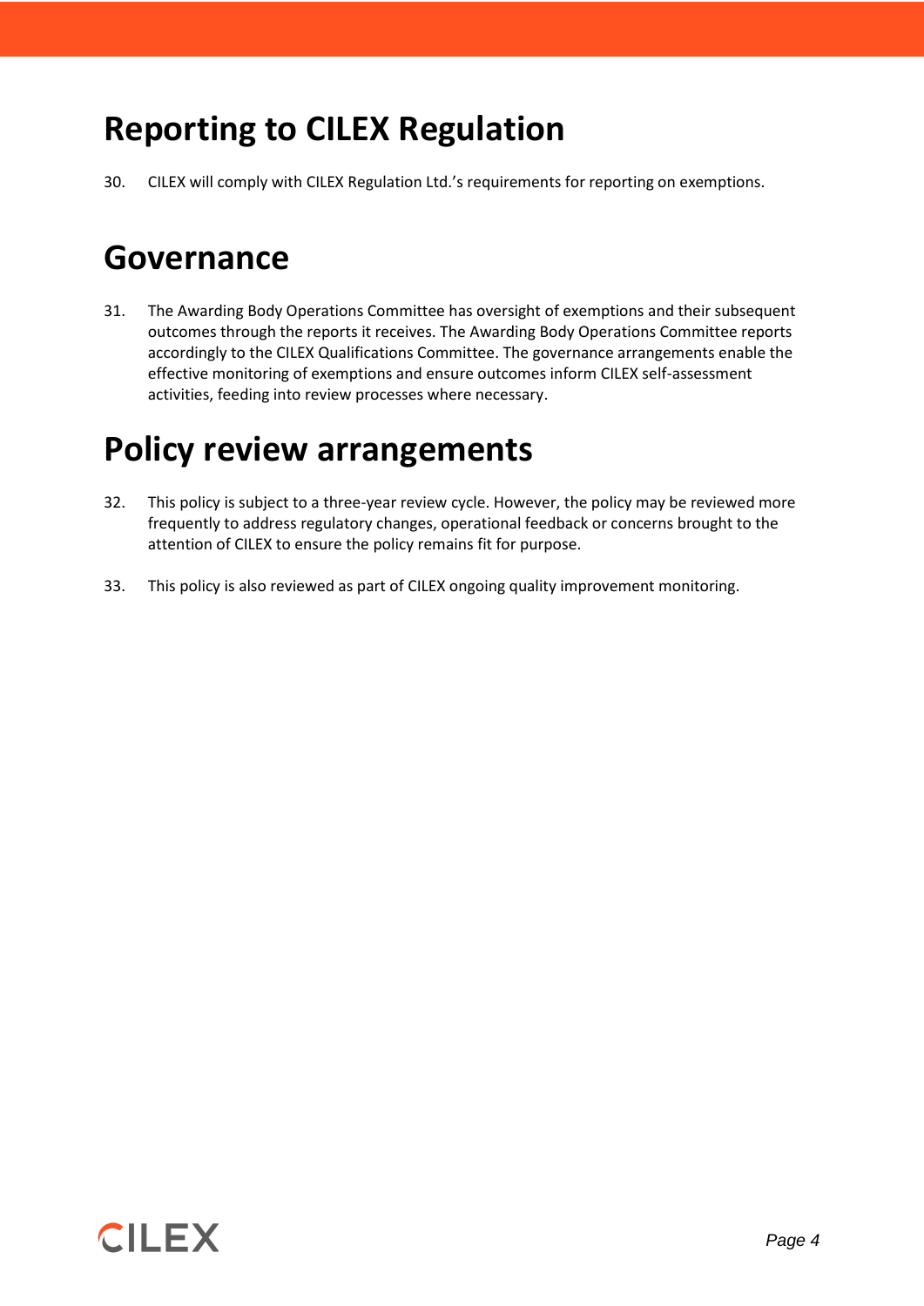# Reporting to CILEX Regulation

30. CILEX will comply with CILEX Regulation Ltd.'s requirements for reporting on exemptions.

# Governance

31. The Awarding Body Operations Committee has oversight of exemptions and their subsequent outcomes through the reports it receives. The Awarding Body Operations Committee reports accordingly to the CILEX Qualifications Committee. The governance arrangements enable the effective monitoring of exemptions and ensure outcomes inform CILEX self-assessment activities, feeding into review processes where necessary.

# Policy review arrangements

32. This policy is subject to a three-year review cycle. However, the policy may be reviewed more frequently to address regulatory changes, operational feedback or concerns brought to the attention of CILEX to ensure the policy remains fit for purpose.

33. This policy is also reviewed as part of CILEX ongoing quality improvement monitoring.